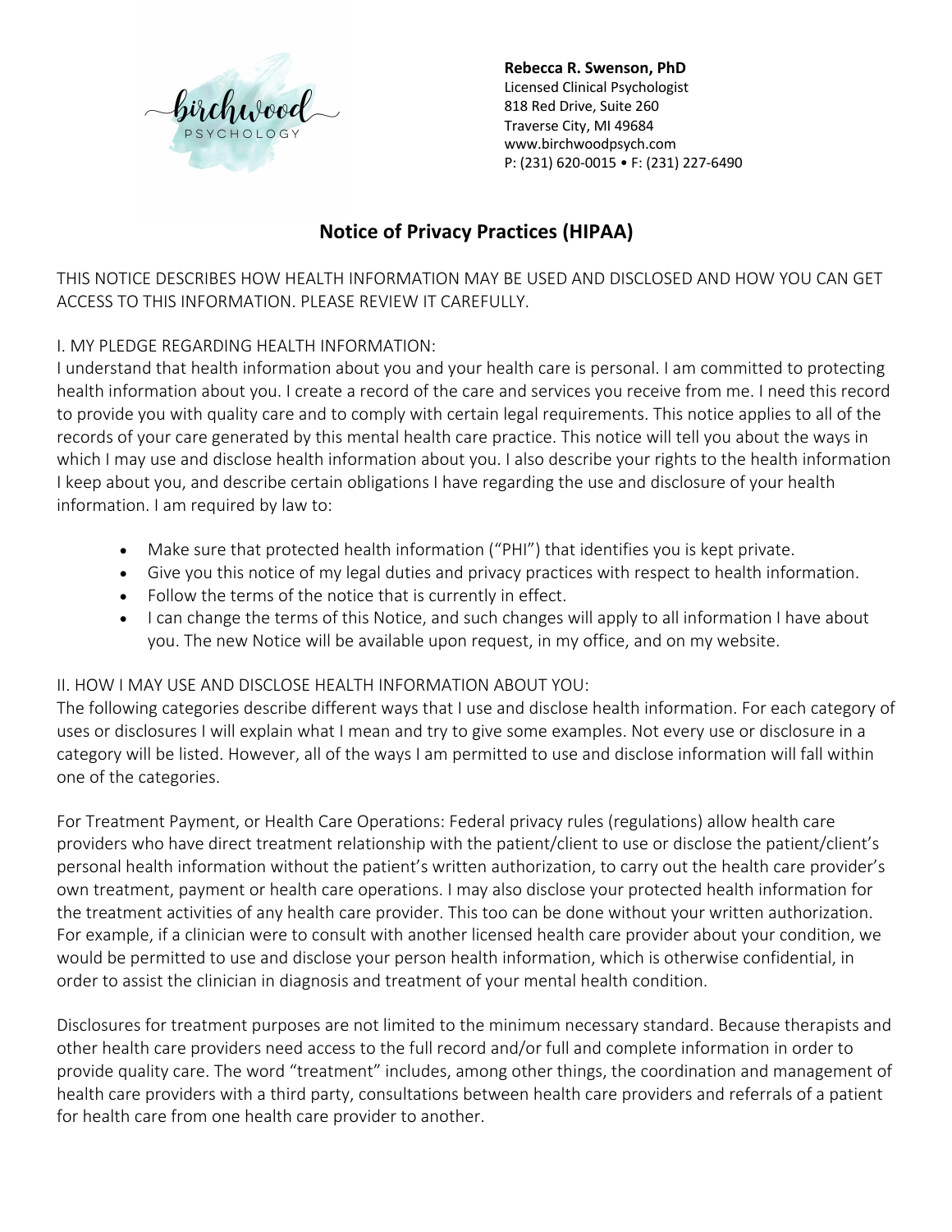birchwood PSYCHOLOGY

**Rebecca R. Swenson, PhD**
Licensed Clinical Psychologist
818 Red Drive, Suite 260
Traverse City, MI 49684
www.birchwoodpsych.com
P: (231) 620-0015 • F: (231) 227-6490

# Notice of Privacy Practices (HIPAA)

THIS NOTICE DESCRIBES HOW HEALTH INFORMATION MAY BE USED AND DISCLOSED AND HOW YOU CAN GET ACCESS TO THIS INFORMATION. PLEASE REVIEW IT CAREFULLY.

## I. MY PLEDGE REGARDING HEALTH INFORMATION:

I understand that health information about you and your health care is personal. I am committed to protecting health information about you. I create a record of the care and services you receive from me. I need this record to provide you with quality care and to comply with certain legal requirements. This notice applies to all of the records of your care generated by this mental health care practice. This notice will tell you about the ways in which I may use and disclose health information about you. I also describe your rights to the health information I keep about you, and describe certain obligations I have regarding the use and disclosure of your health information. I am required by law to:

- Make sure that protected health information ("PHI") that identifies you is kept private.
- Give you this notice of my legal duties and privacy practices with respect to health information.
- Follow the terms of the notice that is currently in effect.
- I can change the terms of this Notice, and such changes will apply to all information I have about you. The new Notice will be available upon request, in my office, and on my website.

## II. HOW I MAY USE AND DISCLOSE HEALTH INFORMATION ABOUT YOU:

The following categories describe different ways that I use and disclose health information. For each category of uses or disclosures I will explain what I mean and try to give some examples. Not every use or disclosure in a category will be listed. However, all of the ways I am permitted to use and disclose information will fall within one of the categories.

For Treatment Payment, or Health Care Operations: Federal privacy rules (regulations) allow health care providers who have direct treatment relationship with the patient/client to use or disclose the patient/client's personal health information without the patient's written authorization, to carry out the health care provider's own treatment, payment or health care operations. I may also disclose your protected health information for the treatment activities of any health care provider. This too can be done without your written authorization. For example, if a clinician were to consult with another licensed health care provider about your condition, we would be permitted to use and disclose your person health information, which is otherwise confidential, in order to assist the clinician in diagnosis and treatment of your mental health condition.

Disclosures for treatment purposes are not limited to the minimum necessary standard. Because therapists and other health care providers need access to the full record and/or full and complete information in order to provide quality care. The word "treatment" includes, among other things, the coordination and management of health care providers with a third party, consultations between health care providers and referrals of a patient for health care from one health care provider to another.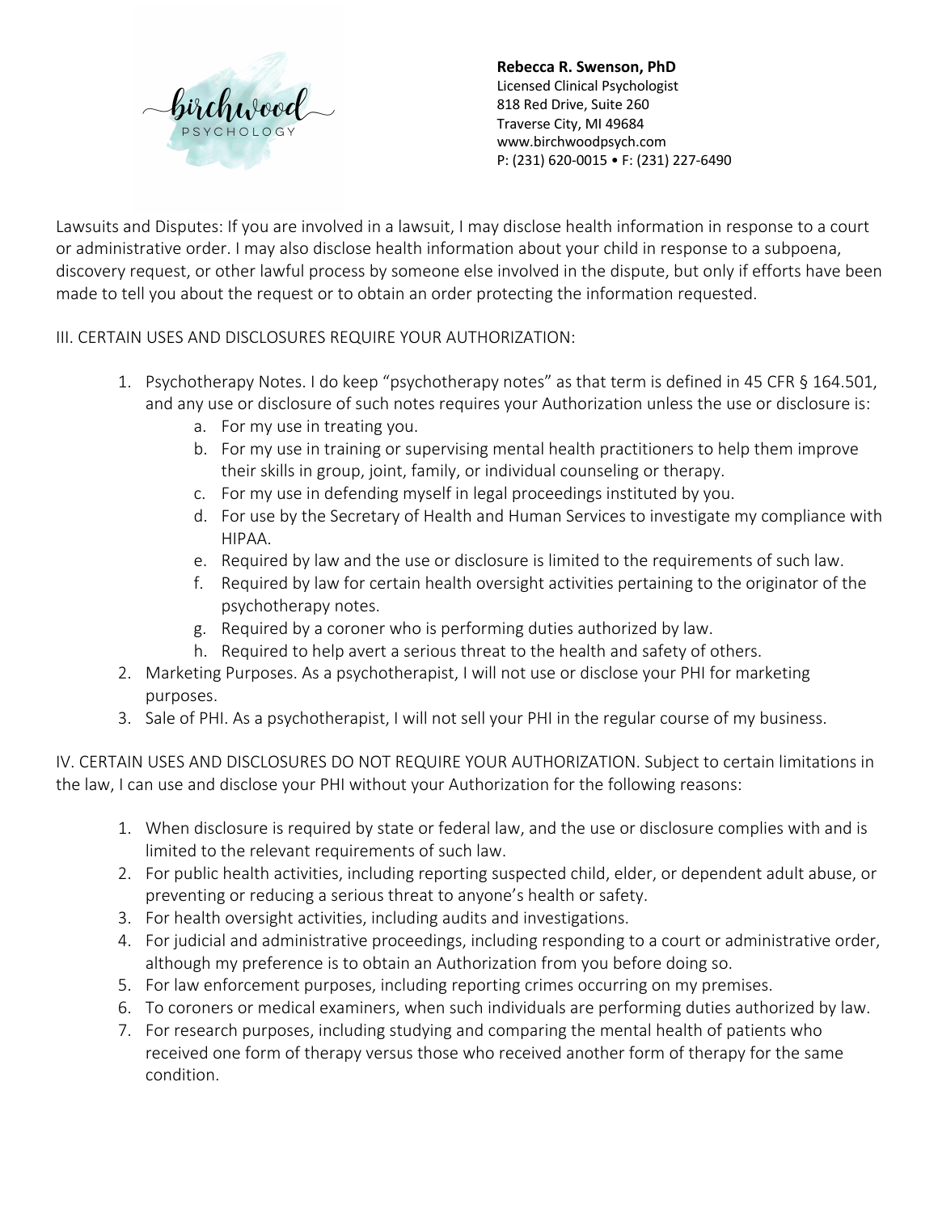**Rebecca R. Swenson, PhD**
Licensed Clinical Psychologist
818 Red Drive, Suite 260
Traverse City, MI 49684
www.birchwoodpsych.com
P: (231) 620-0015 • F: (231) 227-6490

Lawsuits and Disputes: If you are involved in a lawsuit, I may disclose health information in response to a court or administrative order. I may also disclose health information about your child in response to a subpoena, discovery request, or other lawful process by someone else involved in the dispute, but only if efforts have been made to tell you about the request or to obtain an order protecting the information requested.

III. CERTAIN USES AND DISCLOSURES REQUIRE YOUR AUTHORIZATION:

1. Psychotherapy Notes. I do keep "psychotherapy notes" as that term is defined in 45 CFR § 164.501, and any use or disclosure of such notes requires your Authorization unless the use or disclosure is:
   a. For my use in treating you.
   b. For my use in training or supervising mental health practitioners to help them improve their skills in group, joint, family, or individual counseling or therapy.
   c. For my use in defending myself in legal proceedings instituted by you.
   d. For use by the Secretary of Health and Human Services to investigate my compliance with HIPAA.
   e. Required by law and the use or disclosure is limited to the requirements of such law.
   f. Required by law for certain health oversight activities pertaining to the originator of the psychotherapy notes.
   g. Required by a coroner who is performing duties authorized by law.
   h. Required to help avert a serious threat to the health and safety of others.
2. Marketing Purposes. As a psychotherapist, I will not use or disclose your PHI for marketing purposes.
3. Sale of PHI. As a psychotherapist, I will not sell your PHI in the regular course of my business.

IV. CERTAIN USES AND DISCLOSURES DO NOT REQUIRE YOUR AUTHORIZATION. Subject to certain limitations in the law, I can use and disclose your PHI without your Authorization for the following reasons:

1. When disclosure is required by state or federal law, and the use or disclosure complies with and is limited to the relevant requirements of such law.
2. For public health activities, including reporting suspected child, elder, or dependent adult abuse, or preventing or reducing a serious threat to anyone's health or safety.
3. For health oversight activities, including audits and investigations.
4. For judicial and administrative proceedings, including responding to a court or administrative order, although my preference is to obtain an Authorization from you before doing so.
5. For law enforcement purposes, including reporting crimes occurring on my premises.
6. To coroners or medical examiners, when such individuals are performing duties authorized by law.
7. For research purposes, including studying and comparing the mental health of patients who received one form of therapy versus those who received another form of therapy for the same condition.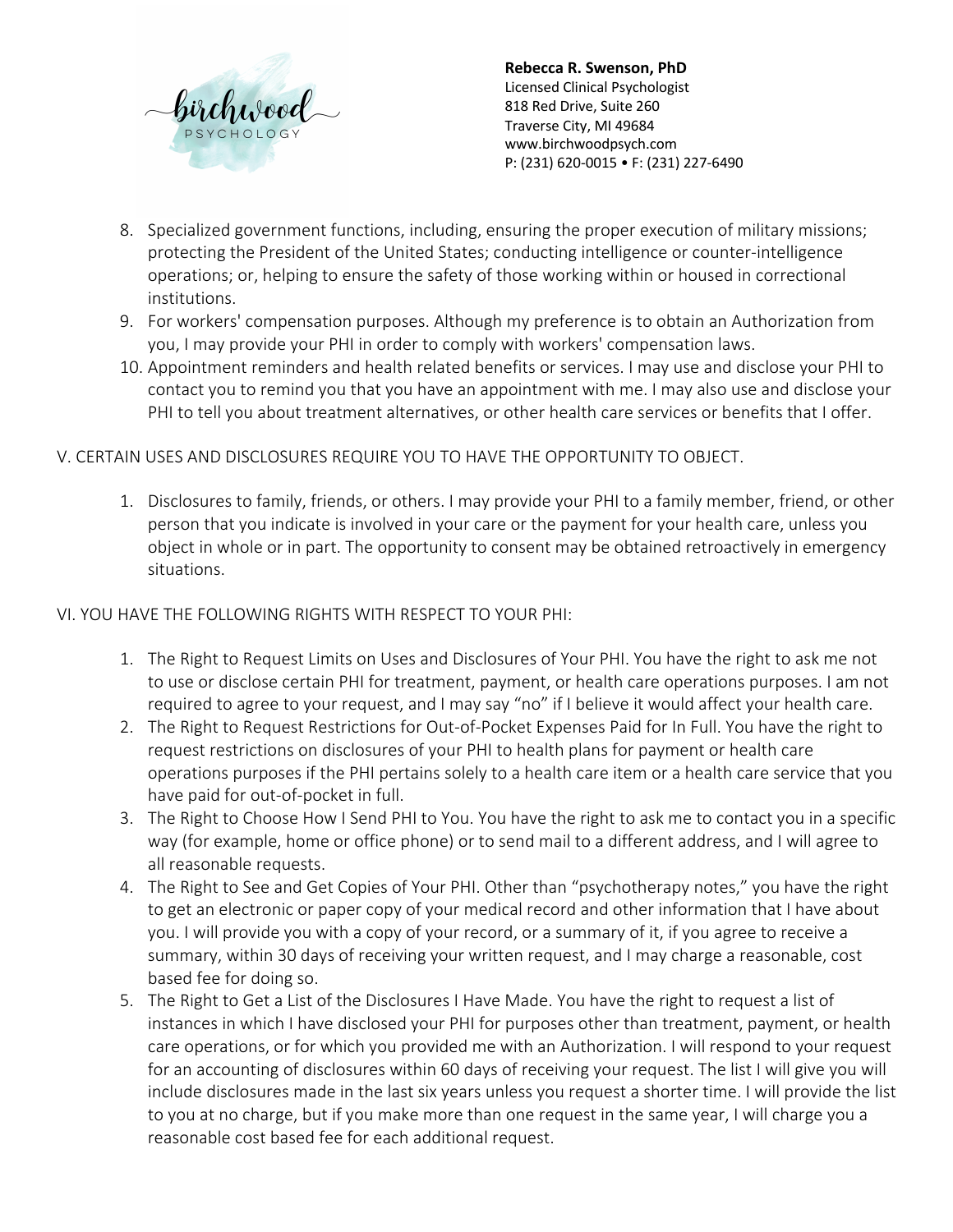8. Specialized government functions, including, ensuring the proper execution of military missions; protecting the President of the United States; conducting intelligence or counter-intelligence operations; or, helping to ensure the safety of those working within or housed in correctional institutions.
9. For workers' compensation purposes. Although my preference is to obtain an Authorization from you, I may provide your PHI in order to comply with workers' compensation laws.
10. Appointment reminders and health related benefits or services. I may use and disclose your PHI to contact you to remind you that you have an appointment with me. I may also use and disclose your PHI to tell you about treatment alternatives, or other health care services or benefits that I offer.

## V. CERTAIN USES AND DISCLOSURES REQUIRE YOU TO HAVE THE OPPORTUNITY TO OBJECT.

1. Disclosures to family, friends, or others. I may provide your PHI to a family member, friend, or other person that you indicate is involved in your care or the payment for your health care, unless you object in whole or in part. The opportunity to consent may be obtained retroactively in emergency situations.

## VI. YOU HAVE THE FOLLOWING RIGHTS WITH RESPECT TO YOUR PHI:

1. The Right to Request Limits on Uses and Disclosures of Your PHI. You have the right to ask me not to use or disclose certain PHI for treatment, payment, or health care operations purposes. I am not required to agree to your request, and I may say "no" if I believe it would affect your health care.
2. The Right to Request Restrictions for Out-of-Pocket Expenses Paid for In Full. You have the right to request restrictions on disclosures of your PHI to health plans for payment or health care operations purposes if the PHI pertains solely to a health care item or a health care service that you have paid for out-of-pocket in full.
3. The Right to Choose How I Send PHI to You. You have the right to ask me to contact you in a specific way (for example, home or office phone) or to send mail to a different address, and I will agree to all reasonable requests.
4. The Right to See and Get Copies of Your PHI. Other than "psychotherapy notes," you have the right to get an electronic or paper copy of your medical record and other information that I have about you. I will provide you with a copy of your record, or a summary of it, if you agree to receive a summary, within 30 days of receiving your written request, and I may charge a reasonable, cost based fee for doing so.
5. The Right to Get a List of the Disclosures I Have Made. You have the right to request a list of instances in which I have disclosed your PHI for purposes other than treatment, payment, or health care operations, or for which you provided me with an Authorization. I will respond to your request for an accounting of disclosures within 60 days of receiving your request. The list I will give you will include disclosures made in the last six years unless you request a shorter time. I will provide the list to you at no charge, but if you make more than one request in the same year, I will charge you a reasonable cost based fee for each additional request.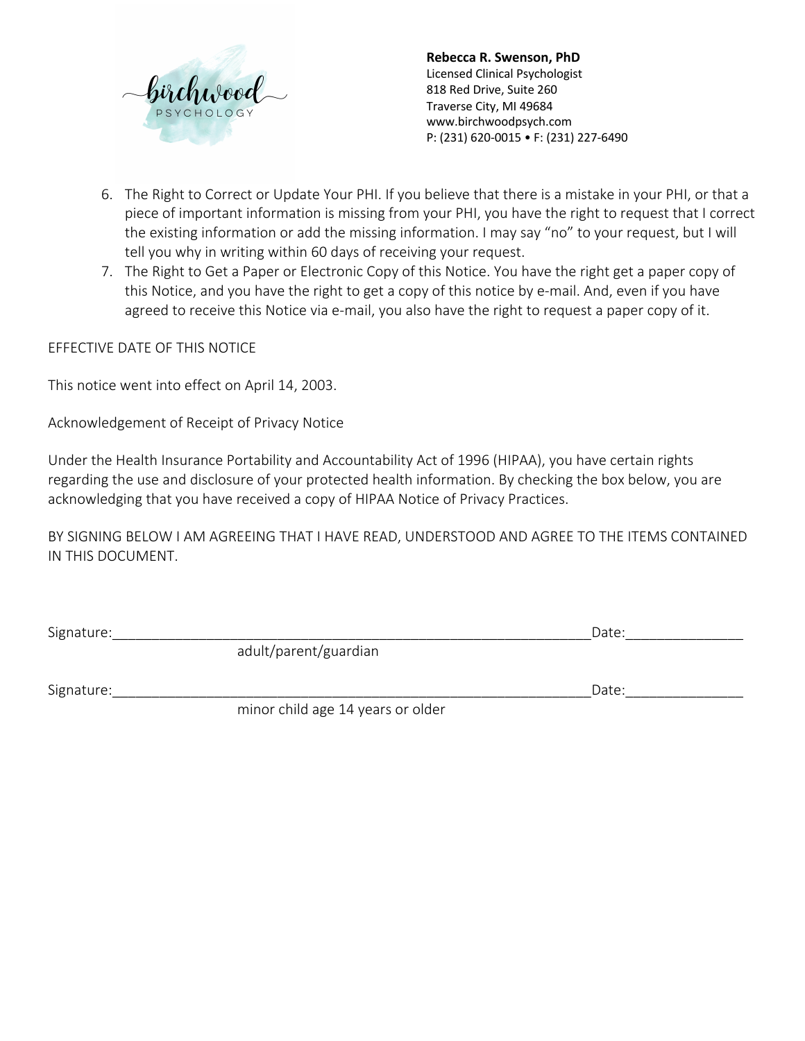**Rebecca R. Swenson, PhD**
Licensed Clinical Psychologist
818 Red Drive, Suite 260
Traverse City, MI 49684
www.birchwoodpsych.com
P: (231) 620-0015 • F: (231) 227-6490

6. The Right to Correct or Update Your PHI. If you believe that there is a mistake in your PHI, or that a piece of important information is missing from your PHI, you have the right to request that I correct the existing information or add the missing information. I may say "no" to your request, but I will tell you why in writing within 60 days of receiving your request.
7. The Right to Get a Paper or Electronic Copy of this Notice. You have the right get a paper copy of this Notice, and you have the right to get a copy of this notice by e-mail. And, even if you have agreed to receive this Notice via e-mail, you also have the right to request a paper copy of it.

EFFECTIVE DATE OF THIS NOTICE

This notice went into effect on April 14, 2003.

Acknowledgement of Receipt of Privacy Notice

Under the Health Insurance Portability and Accountability Act of 1996 (HIPAA), you have certain rights regarding the use and disclosure of your protected health information. By checking the box below, you are acknowledging that you have received a copy of HIPAA Notice of Privacy Practices.

BY SIGNING BELOW I AM AGREEING THAT I HAVE READ, UNDERSTOOD AND AGREE TO THE ITEMS CONTAINED IN THIS DOCUMENT.

Signature:_______________________________________________________________Date:_______________
adult/parent/guardian

Signature:_______________________________________________________________Date:_______________
minor child age 14 years or older